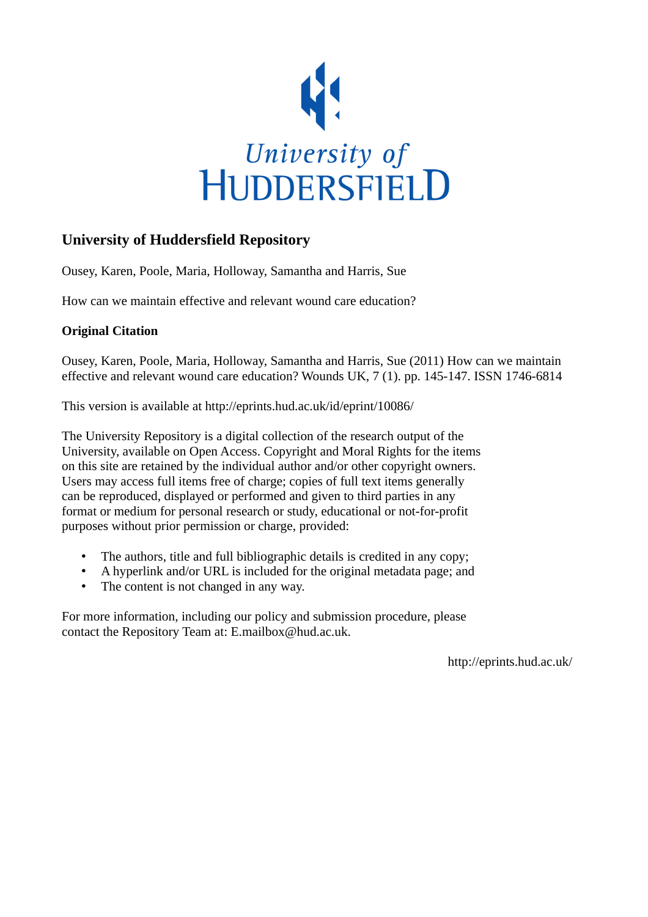# University of Huddersfield Repository

Ousey, Karen, Poole, Maria, Holloway, Samantha and Harris, Sue

How can we maintain effective and relevant wound care education?

**Original Citation**

Ousey, Karen, Poole, Maria, Holloway, Samantha and Harris, Sue (2011) How can we maintain effective and relevant wound care education? Wounds UK, 7 (1). pp. 145-147. ISSN 1746-6814

This version is available at http://eprints.hud.ac.uk/id/eprint/10086/

The University Repository is a digital collection of the research output of the University, available on Open Access. Copyright and Moral Rights for the items on this site are retained by the individual author and/or other copyright owners. Users may access full items free of charge; copies of full text items generally can be reproduced, displayed or performed and given to third parties in any format or medium for personal research or study, educational or not-for-profit purposes without prior permission or charge, provided:

- The authors, title and full bibliographic details is credited in any copy;
- A hyperlink and/or URL is included for the original metadata page; and
- The content is not changed in any way.

For more information, including our policy and submission procedure, please contact the Repository Team at: E.mailbox@hud.ac.uk.

http://eprints.hud.ac.uk/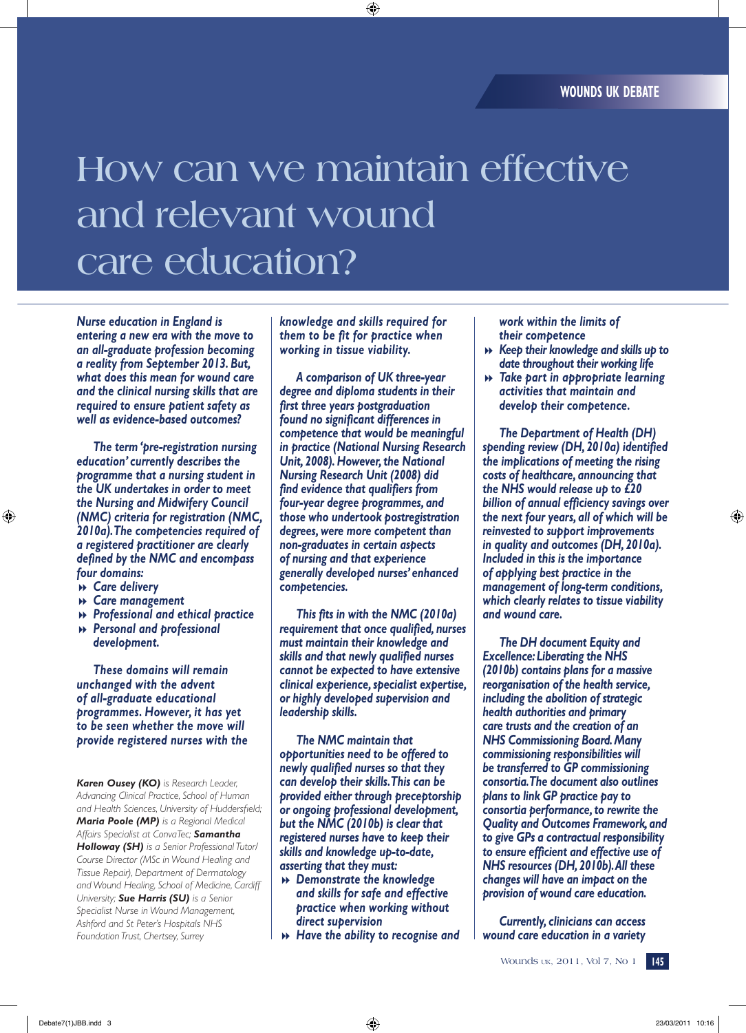# How can we maintain effective and relevant wound care education?

*Nurse education in England is entering a new era with the move to an all-graduate profession becoming a reality from September 2013. But, what does this mean for wound care and the clinical nursing skills that are required to ensure patient safety as well as evidence-based outcomes?*

*The term 'pre-registration nursing education' currently describes the programme that a nursing student in the UK undertakes in order to meet the Nursing and Midwifery Council (NMC) criteria for registration (NMC, 2010a). The competencies required of a registered practitioner are clearly defined by the NMC and encompass four domains:*

- *Care delivery*
- *Care management*
- *Professional and ethical practice*
- *Personal and professional development.*

*These domains will remain unchanged with the advent of all-graduate educational programmes. However, it has yet to be seen whether the move will provide registered nurses with the knowledge and skills required for them to be fit for practice when working in tissue viability.*

*A comparison of UK three-year degree and diploma students in their first three years postgraduation found no significant differences in competence that would be meaningful in practice (National Nursing Research Unit, 2008). However, the National Nursing Research Unit (2008) did find evidence that qualifiers from four-year degree programmes, and those who undertook postregistration degrees, were more competent than non-graduates in certain aspects of nursing and that experience generally developed nurses' enhanced competencies.*

*This fits in with the NMC (2010a) requirement that once qualified, nurses must maintain their knowledge and skills and that newly qualified nurses cannot be expected to have extensive clinical experience, specialist expertise, or highly developed supervision and leadership skills.*

*The NMC maintain that opportunities need to be offered to newly qualified nurses so that they can develop their skills. This can be provided either through preceptorship or ongoing professional development, but the NMC (2010b) is clear that registered nurses have to keep their skills and knowledge up-to-date, asserting that they must:*

- *Demonstrate the knowledge and skills for safe and effective practice when working without direct supervision*
- *Have the ability to recognise and work within the limits of their competence*
- *Keep their knowledge and skills up to date throughout their working life*
- *Take part in appropriate learning activities that maintain and develop their competence.*

*The Department of Health (DH) spending review (DH, 2010a) identified the implications of meeting the rising costs of healthcare, announcing that the NHS would release up to £20 billion of annual efficiency savings over the next four years, all of which will be reinvested to support improvements in quality and outcomes (DH, 2010a). Included in this is the importance of applying best practice in the management of long-term conditions, which clearly relates to tissue viability and wound care.*

*The DH document Equity and Excellence: Liberating the NHS (2010b) contains plans for a massive reorganisation of the health service, including the abolition of strategic health authorities and primary care trusts and the creation of an NHS Commissioning Board. Many commissioning responsibilities will be transferred to GP commissioning consortia. The document also outlines plans to link GP practice pay to consortia performance, to rewrite the Quality and Outcomes Framework, and to give GPs a contractual responsibility to ensure efficient and effective use of NHS resources (DH, 2010b). All these changes will have an impact on the provision of wound care education.*

*Currently, clinicians can access wound care education in a variety*

***Karen Ousey (KO)*** *is Research Leader, Advancing Clinical Practice, School of Human and Health Sciences, University of Huddersfield;* ***Maria Poole (MP)*** *is a Regional Medical Affairs Specialist at ConvaTec;* ***Samantha Holloway (SH)*** *is a Senior Professional Tutor/ Course Director (MSc in Wound Healing and Tissue Repair), Department of Dermatology and Wound Healing, School of Medicine, Cardiff University;* ***Sue Harris (SU)*** *is a Senior Specialist Nurse in Wound Management, Ashford and St Peter's Hospitals NHS Foundation Trust, Chertsey, Surrey*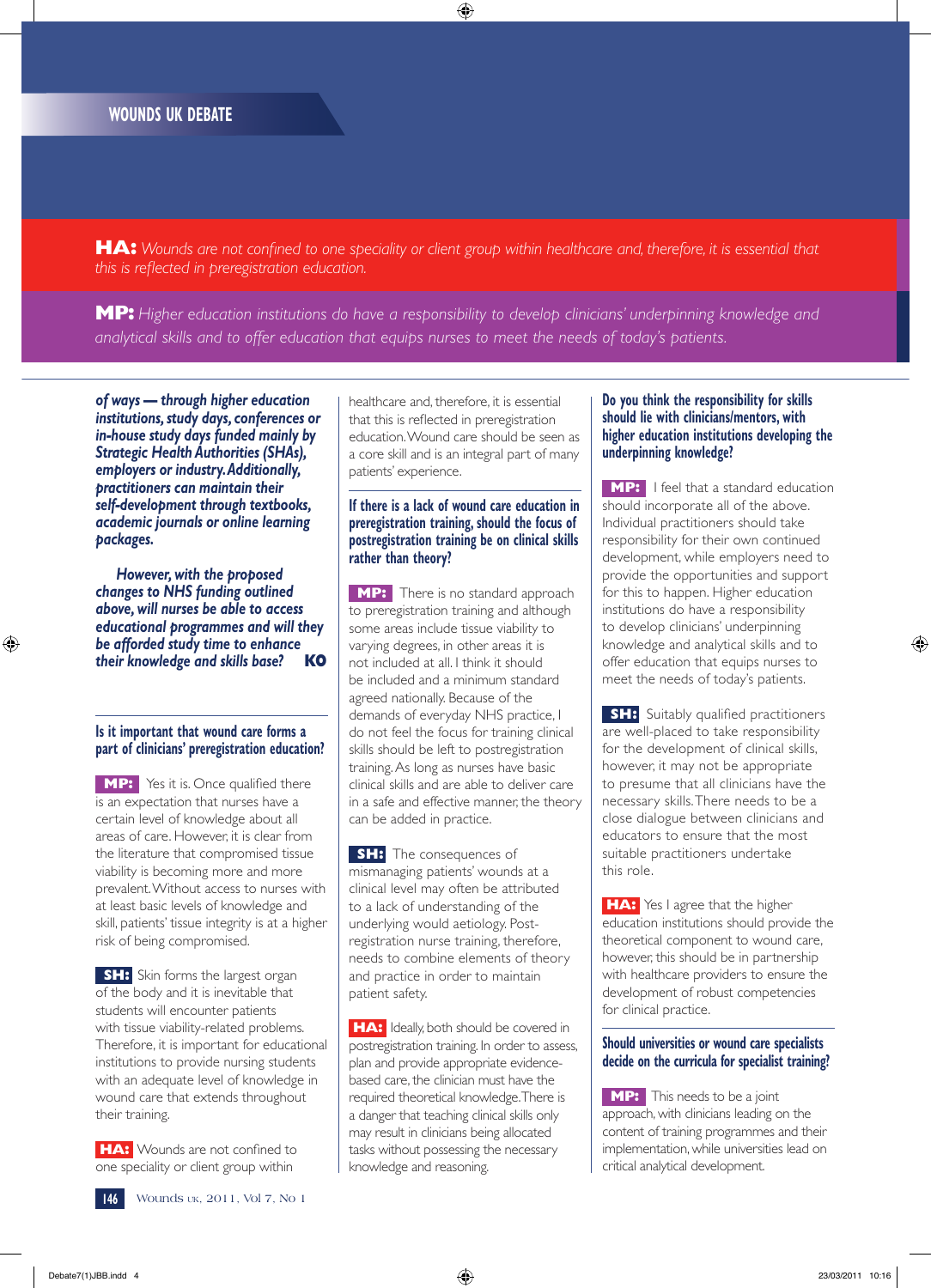**HA:** *Wounds are not confined to one speciality or client group within healthcare and, therefore, it is essential that this is reflected in preregistration education.*

**MP:** *Higher education institutions do have a responsibility to develop clinicians' underpinning knowledge and analytical skills and to offer education that equips nurses to meet the needs of today's patients.*

***of ways — through higher education institutions, study days, conferences or in-house study days funded mainly by Strategic Health Authorities (SHAs), employers or industry. Additionally, practitioners can maintain their self-development through textbooks, academic journals or online learning packages.***

***However, with the proposed changes to NHS funding outlined above, will nurses be able to access educational programmes and will they be afforded study time to enhance their knowledge and skills base?*** **KO**

### Is it important that wound care forms a part of clinicians' preregistration education?

**MP:** Yes it is. Once qualified there is an expectation that nurses have a certain level of knowledge about all areas of care. However, it is clear from the literature that compromised tissue viability is becoming more and more prevalent. Without access to nurses with at least basic levels of knowledge and skill, patients' tissue integrity is at a higher risk of being compromised.

**SH:** Skin forms the largest organ of the body and it is inevitable that students will encounter patients with tissue viability-related problems. Therefore, it is important for educational institutions to provide nursing students with an adequate level of knowledge in wound care that extends throughout their training.

**HA:** Wounds are not confined to one speciality or client group within healthcare and, therefore, it is essential that this is reflected in preregistration education. Wound care should be seen as a core skill and is an integral part of many patients' experience.

### If there is a lack of wound care education in preregistration training, should the focus of postregistration training be on clinical skills rather than theory?

**MP:** There is no standard approach to preregistration training and although some areas include tissue viability to varying degrees, in other areas it is not included at all. I think it should be included and a minimum standard agreed nationally. Because of the demands of everyday NHS practice, I do not feel the focus for training clinical skills should be left to postregistration training. As long as nurses have basic clinical skills and are able to deliver care in a safe and effective manner, the theory can be added in practice.

**SH:** The consequences of mismanaging patients' wounds at a clinical level may often be attributed to a lack of understanding of the underlying would aetiology. Post-registration nurse training, therefore, needs to combine elements of theory and practice in order to maintain patient safety.

**HA:** Ideally, both should be covered in postregistration training. In order to assess, plan and provide appropriate evidence-based care, the clinician must have the required theoretical knowledge. There is a danger that teaching clinical skills only may result in clinicians being allocated tasks without possessing the necessary knowledge and reasoning.

### Do you think the responsibility for skills should lie with clinicians/mentors, with higher education institutions developing the underpinning knowledge?

**MP:** I feel that a standard education should incorporate all of the above. Individual practitioners should take responsibility for their own continued development, while employers need to provide the opportunities and support for this to happen. Higher education institutions do have a responsibility to develop clinicians' underpinning knowledge and analytical skills and to offer education that equips nurses to meet the needs of today's patients.

**SH:** Suitably qualified practitioners are well-placed to take responsibility for the development of clinical skills, however, it may not be appropriate to presume that all clinicians have the necessary skills. There needs to be a close dialogue between clinicians and educators to ensure that the most suitable practitioners undertake this role.

**HA:** Yes I agree that the higher education institutions should provide the theoretical component to wound care, however, this should be in partnership with healthcare providers to ensure the development of robust competencies for clinical practice.

### Should universities or wound care specialists decide on the curricula for specialist training?

**MP:** This needs to be a joint approach, with clinicians leading on the content of training programmes and their implementation, while universities lead on critical analytical development.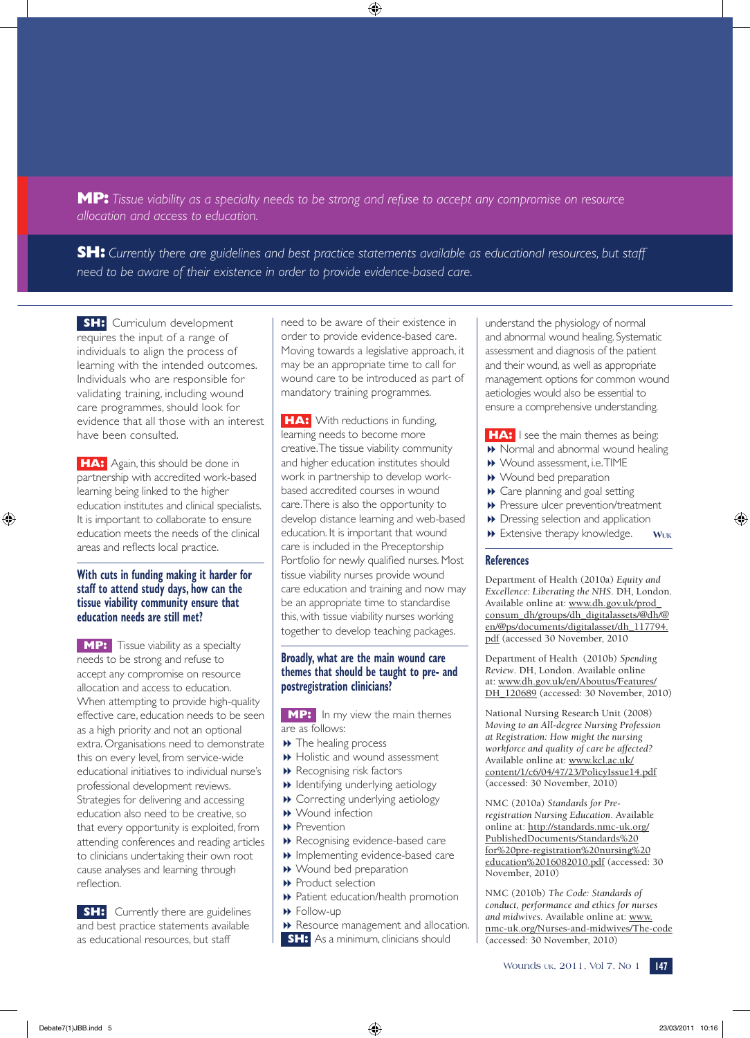**MP:** *Tissue viability as a specialty needs to be strong and refuse to accept any compromise on resource allocation and access to education.*

**SH:** *Currently there are guidelines and best practice statements available as educational resources, but staff need to be aware of their existence in order to provide evidence-based care.*

**SH:** Curriculum development requires the input of a range of individuals to align the process of learning with the intended outcomes. Individuals who are responsible for validating training, including wound care programmes, should look for evidence that all those with an interest have been consulted.

**HA:** Again, this should be done in partnership with accredited work-based learning being linked to the higher education institutes and clinical specialists. It is important to collaborate to ensure education meets the needs of the clinical areas and reflects local practice.

### With cuts in funding making it harder for staff to attend study days, how can the tissue viability community ensure that education needs are still met?

**MP:** Tissue viability as a specialty needs to be strong and refuse to accept any compromise on resource allocation and access to education. When attempting to provide high-quality effective care, education needs to be seen as a high priority and not an optional extra. Organisations need to demonstrate this on every level, from service-wide educational initiatives to individual nurse's professional development reviews. Strategies for delivering and accessing education also need to be creative, so that every opportunity is exploited, from attending conferences and reading articles to clinicians undertaking their own root cause analyses and learning through reflection.

**SH:** Currently there are guidelines and best practice statements available as educational resources, but staff need to be aware of their existence in order to provide evidence-based care. Moving towards a legislative approach, it may be an appropriate time to call for wound care to be introduced as part of mandatory training programmes.

**HA:** With reductions in funding, learning needs to become more creative. The tissue viability community and higher education institutes should work in partnership to develop work-based accredited courses in wound care. There is also the opportunity to develop distance learning and web-based education. It is important that wound care is included in the Preceptorship Portfolio for newly qualified nurses. Most tissue viability nurses provide wound care education and training and now may be an appropriate time to standardise this, with tissue viability nurses working together to develop teaching packages.

### Broadly, what are the main wound care themes that should be taught to pre- and postregistration clinicians?

**MP:** In my view the main themes are as follows:

- The healing process
- Holistic and wound assessment
- Recognising risk factors
- Identifying underlying aetiology
- Correcting underlying aetiology
- Wound infection
- Prevention
- Recognising evidence-based care
- Implementing evidence-based care
- Wound bed preparation
- Product selection
- Patient education/health promotion
- Follow-up
- Resource management and allocation.

**SH:** As a minimum, clinicians should understand the physiology of normal and abnormal wound healing. Systematic assessment and diagnosis of the patient and their wound, as well as appropriate management options for common wound aetiologies would also be essential to ensure a comprehensive understanding.

**HA:** I see the main themes as being:

- Normal and abnormal wound healing
- Wound assessment, i.e. TIME
- Wound bed preparation
- Care planning and goal setting
- Pressure ulcer prevention/treatment
- Dressing selection and application
- Extensive therapy knowledge. Wuk

## References

Department of Health (2010a) *Equity and Excellence: Liberating the NHS*. DH, London. Available online at: www.dh.gov.uk/prod_consum_dh/groups/dh_digitalassets/@dh/@en/@ps/documents/digitalasset/dh_117794.pdf (accessed 30 November, 2010

Department of Health (2010b) *Spending Review*. DH, London. Available online at: www.dh.gov.uk/en/Aboutus/Features/DH_120689 (accessed: 30 November, 2010)

National Nursing Research Unit (2008) *Moving to an All-degree Nursing Profession at Registration: How might the nursing workforce and quality of care be affected?* Available online at: www.kcl.ac.uk/content/1/c6/04/47/23/PolicyIssue14.pdf (accessed: 30 November, 2010)

NMC (2010a) *Standards for Pre-registration Nursing Education*. Available online at: http://standards.nmc-uk.org/PublishedDocuments/Standards%20for%20pre-registration%20nursing%20education%2016082010.pdf (accessed: 30 November, 2010)

NMC (2010b) *The Code: Standards of conduct, performance and ethics for nurses and midwives*. Available online at: www.nmc-uk.org/Nurses-and-midwives/The-code (accessed: 30 November, 2010)